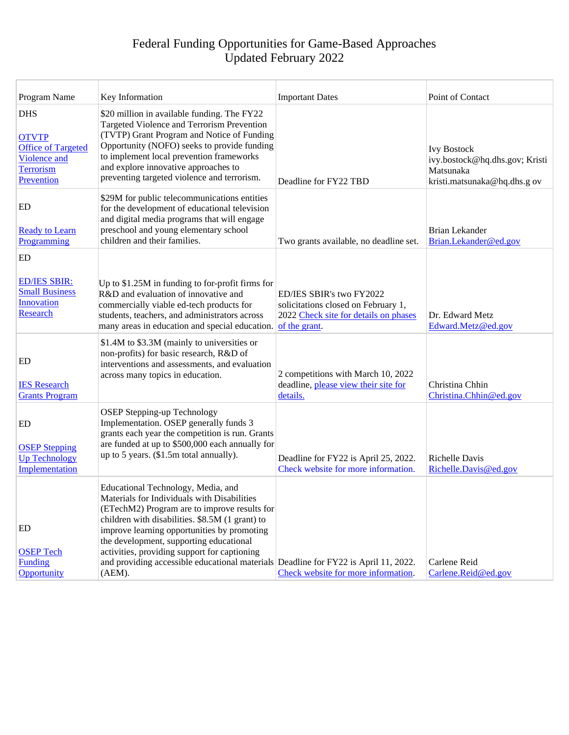# Federal Funding Opportunities for Game-Based Approaches
Updated February 2022

| Program Name | Key Information | Important Dates | Point of Contact |
|---|---|---|---|
| DHS<br><br>OTVTP<br>Office of Targeted Violence and Terrorism Prevention | $20 million in available funding. The FY22 Targeted Violence and Terrorism Prevention (TVTP) Grant Program and Notice of Funding Opportunity (NOFO) seeks to provide funding to implement local prevention frameworks and explore innovative approaches to preventing targeted violence and terrorism. | Deadline for FY22 TBD | Ivy Bostock ivy.bostock@hq.dhs.gov; Kristi Matsunaka kristi.matsunaka@hq.dhs.g ov |
| ED<br><br>Ready to Learn Programming | $29M for public telecommunications entities for the development of educational television and digital media programs that will engage preschool and young elementary school children and their families. | Two grants available, no deadline set. | Brian Lekander Brian.Lekander@ed.gov |
| ED<br><br>ED/IES SBIR: Small Business Innovation Research | Up to $1.25M in funding to for-profit firms for R&D and evaluation of innovative and commercially viable ed-tech products for students, teachers, and administrators across many areas in education and special education. | ED/IES SBIR's two FY2022 solicitations closed on February 1, 2022 Check site for details on phases of the grant. | Dr. Edward Metz Edward.Metz@ed.gov |
| ED<br><br>IES Research Grants Program | $1.4M to $3.3M (mainly to universities or non-profits) for basic research, R&D of interventions and assessments, and evaluation across many topics in education. | 2 competitions with March 10, 2022 deadline, please view their site for details. | Christina Chhin Christina.Chhin@ed.gov |
| ED<br><br>OSEP Stepping Up Technology Implementation | OSEP Stepping-up Technology Implementation. OSEP generally funds 3 grants each year the competition is run. Grants are funded at up to $500,000 each annually for up to 5 years. ($1.5m total annually). | Deadline for FY22 is April 25, 2022. Check website for more information. | Richelle Davis Richelle.Davis@ed.gov |
| ED<br><br>OSEP Tech Funding Opportunity | Educational Technology, Media, and Materials for Individuals with Disabilities (ETechM2) Program are to improve results for children with disabilities. $8.5M (1 grant) to improve learning opportunities by promoting the development, supporting educational activities, providing support for captioning and providing accessible educational materials (AEM). | Deadline for FY22 is April 11, 2022. Check website for more information. | Carlene Reid Carlene.Reid@ed.gov |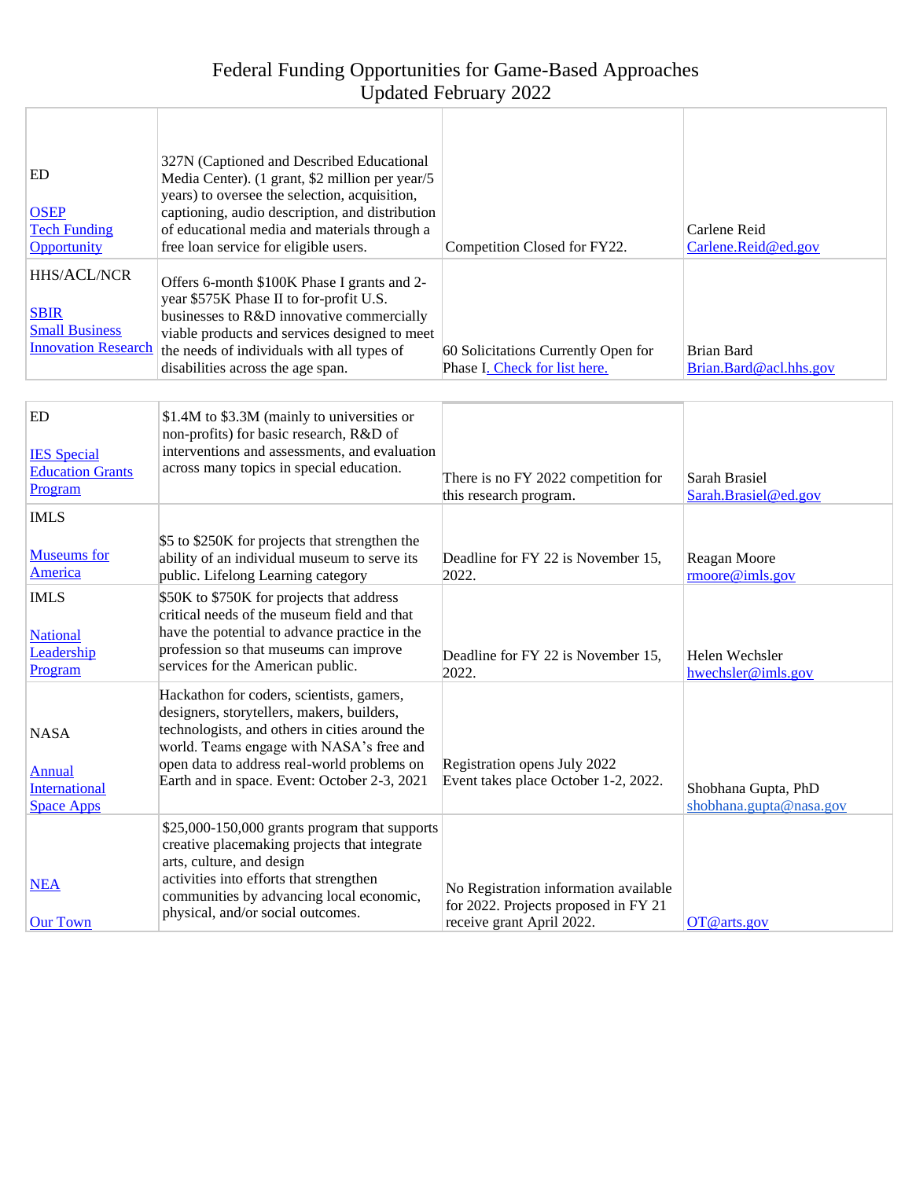# Federal Funding Opportunities for Game-Based Approaches
Updated February 2022

| | | | |
|---|---|---|---|
| ED<br><br>OSEP<br>Tech Funding Opportunity | 327N (Captioned and Described Educational Media Center). (1 grant, $2 million per year/5 years) to oversee the selection, acquisition, captioning, audio description, and distribution of educational media and materials through a free loan service for eligible users. | Competition Closed for FY22. | Carlene Reid<br>Carlene.Reid@ed.gov |
| HHS/ACL/NCR<br><br>SBIR<br>Small Business Innovation Research | Offers 6-month $100K Phase I grants and 2-year $575K Phase II to for-profit U.S. businesses to R&D innovative commercially viable products and services designed to meet the needs of individuals with all types of disabilities across the age span. | 60 Solicitations Currently Open for Phase I. Check for list here. | Brian Bard<br>Brian.Bard@acl.hhs.gov |
| ED<br><br>IES Special Education Grants Program | $1.4M to $3.3M (mainly to universities or non-profits) for basic research, R&D of interventions and assessments, and evaluation across many topics in special education. | There is no FY 2022 competition for this research program. | Sarah Brasiel<br>Sarah.Brasiel@ed.gov |
| IMLS<br><br>Museums for America | $5 to $250K for projects that strengthen the ability of an individual museum to serve its public. Lifelong Learning category | Deadline for FY 22 is November 15, 2022. | Reagan Moore<br>rmoore@imls.gov |
| IMLS<br><br>National Leadership Program | $50K to $750K for projects that address critical needs of the museum field and that have the potential to advance practice in the profession so that museums can improve services for the American public. | Deadline for FY 22 is November 15, 2022. | Helen Wechsler<br>hwechsler@imls.gov |
| NASA<br><br>Annual International Space Apps | Hackathon for coders, scientists, gamers, designers, storytellers, makers, builders, technologists, and others in cities around the world. Teams engage with NASA's free and open data to address real-world problems on Earth and in space. Event: October 2-3, 2021 | Registration opens July 2022<br>Event takes place October 1-2, 2022. | Shobhana Gupta, PhD<br>shobhana.gupta@nasa.gov |
| NEA<br><br>Our Town | $25,000-150,000 grants program that supports creative placemaking projects that integrate arts, culture, and design activities into efforts that strengthen communities by advancing local economic, physical, and/or social outcomes. | No Registration information available for 2022. Projects proposed in FY 21 receive grant April 2022. | OT@arts.gov |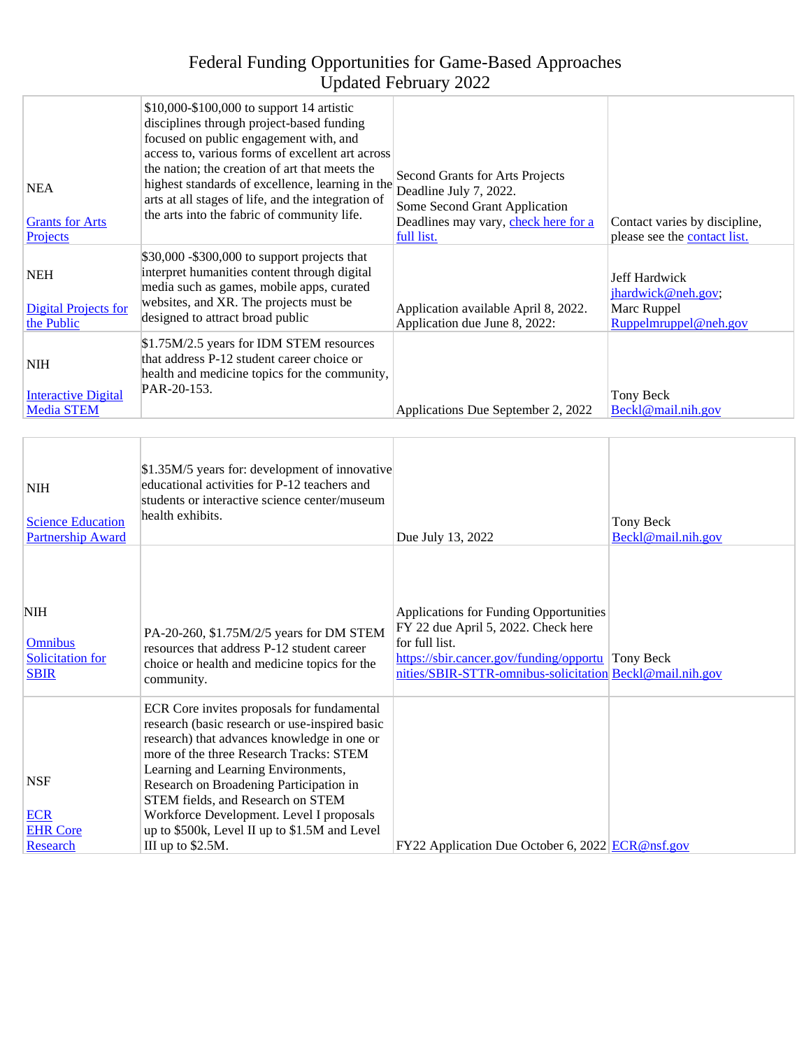# Federal Funding Opportunities for Game-Based Approaches
Updated February 2022

| | | | |
|---|---|---|---|
| NEA<br><br>Grants for Arts Projects | $10,000-$100,000 to support 14 artistic disciplines through project-based funding focused on public engagement with, and access to, various forms of excellent art across the nation; the creation of art that meets the highest standards of excellence, learning in the arts at all stages of life, and the integration of the arts into the fabric of community life. | Second Grants for Arts Projects Deadline July 7, 2022.<br>Some Second Grant Application Deadlines may vary, check here for a full list. | Contact varies by discipline, please see the contact list. |
| NEH<br><br>Digital Projects for the Public | $30,000 -$300,000 to support projects that interpret humanities content through digital media such as games, mobile apps, curated websites, and XR. The projects must be designed to attract broad public | Application available April 8, 2022.<br>Application due June 8, 2022: | Jeff Hardwick<br>jhardwick@neh.gov;<br>Marc Ruppel<br>Ruppelmruppel@neh.gov |
| NIH<br><br>Interactive Digital Media STEM | $1.75M/2.5 years for IDM STEM resources that address P-12 student career choice or health and medicine topics for the community, PAR-20-153. | Applications Due September 2, 2022 | Tony Beck<br>Beckl@mail.nih.gov |
| NIH<br><br>Science Education Partnership Award | $1.35M/5 years for: development of innovative educational activities for P-12 teachers and students or interactive science center/museum health exhibits. | Due July 13, 2022 | Tony Beck<br>Beckl@mail.nih.gov |
| NIH<br><br>Omnibus Solicitation for SBIR | PA-20-260, $1.75M/2/5 years for DM STEM resources that address P-12 student career choice or health and medicine topics for the community. | Applications for Funding Opportunities FY 22 due April 5, 2022. Check here for full list.<br>https://sbir.cancer.gov/funding/opportunities/SBIR-STTR-omnibus-solicitation | Tony Beck<br>Beckl@mail.nih.gov |
| NSF<br><br>ECR<br>EHR Core Research | ECR Core invites proposals for fundamental research (basic research or use-inspired basic research) that advances knowledge in one or more of the three Research Tracks: STEM Learning and Learning Environments, Research on Broadening Participation in STEM fields, and Research on STEM Workforce Development. Level I proposals up to $500k, Level II up to $1.5M and Level III up to $2.5M. | FY22 Application Due October 6, 2022 | ECR@nsf.gov |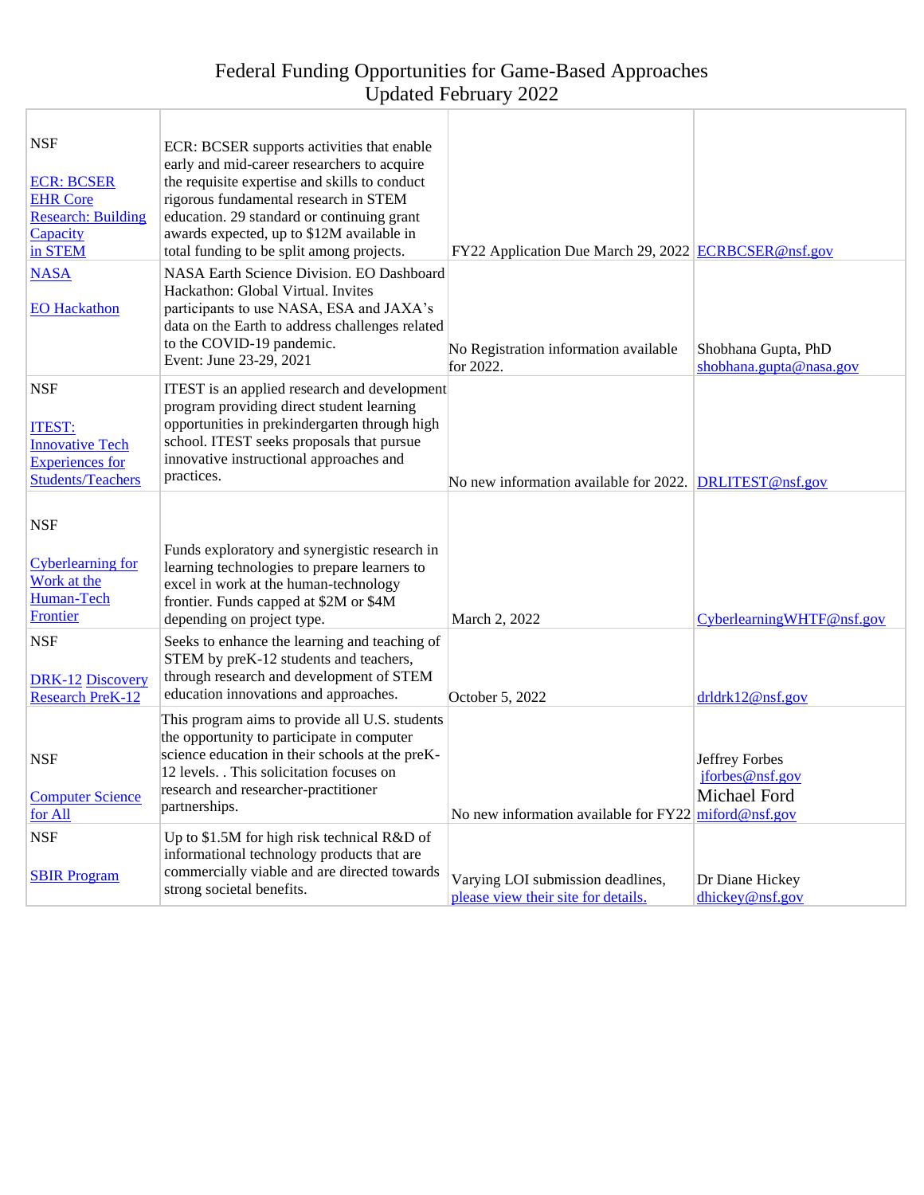# Federal Funding Opportunities for Game-Based Approaches
Updated February 2022

| | | | |
|---|---|---|---|
| NSF<br><br>ECR: BCSER EHR Core Research: Building Capacity in STEM | ECR: BCSER supports activities that enable early and mid-career researchers to acquire the requisite expertise and skills to conduct rigorous fundamental research in STEM education. 29 standard or continuing grant awards expected, up to $12M available in total funding to be split among projects. | FY22 Application Due March 29, 2022 | ECRBCSER@nsf.gov |
| NASA<br><br>EO Hackathon | NASA Earth Science Division. EO Dashboard Hackathon: Global Virtual. Invites participants to use NASA, ESA and JAXA's data on the Earth to address challenges related to the COVID-19 pandemic.<br>Event: June 23-29, 2021 | No Registration information available for 2022. | Shobhana Gupta, PhD<br>shobhana.gupta@nasa.gov |
| NSF<br><br>ITEST: Innovative Tech Experiences for Students/Teachers | ITEST is an applied research and development program providing direct student learning opportunities in prekindergarten through high school. ITEST seeks proposals that pursue innovative instructional approaches and practices. | No new information available for 2022. | DRLITEST@nsf.gov |
| NSF<br><br>Cyberlearning for Work at the Human-Tech Frontier | Funds exploratory and synergistic research in learning technologies to prepare learners to excel in work at the human-technology frontier. Funds capped at $2M or $4M depending on project type. | March 2, 2022 | CyberlearningWHTF@nsf.gov |
| NSF<br><br>DRK-12 Discovery Research PreK-12 | Seeks to enhance the learning and teaching of STEM by preK-12 students and teachers, through research and development of STEM education innovations and approaches. | October 5, 2022 | drldrk12@nsf.gov |
| NSF<br><br>Computer Science for All | This program aims to provide all U.S. students the opportunity to participate in computer science education in their schools at the preK-12 levels. . This solicitation focuses on research and researcher-practitioner partnerships. | No new information available for FY22 | Jeffrey Forbes<br>jforbes@nsf.gov<br>Michael Ford<br>miford@nsf.gov |
| NSF<br><br>SBIR Program | Up to $1.5M for high risk technical R&D of informational technology products that are commercially viable and are directed towards strong societal benefits. | Varying LOI submission deadlines, please view their site for details. | Dr Diane Hickey<br>dhickey@nsf.gov |